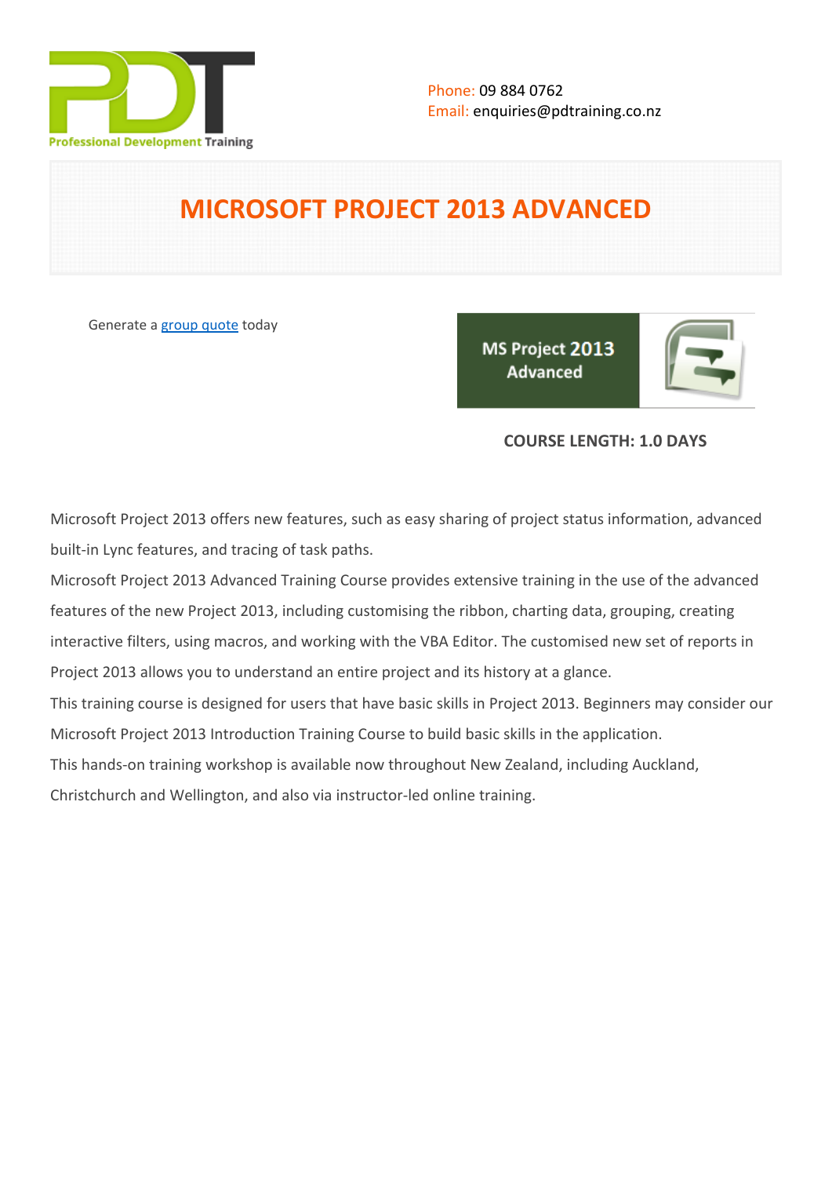Professional Development Training

Phone: 09 884 0762
Email: enquiries@pdtraining.co.nz

# MICROSOFT PROJECT 2013 ADVANCED

Generate a group quote today

MS Project 2013 Advanced

**COURSE LENGTH: 1.0 DAYS**

Microsoft Project 2013 offers new features, such as easy sharing of project status information, advanced built-in Lync features, and tracing of task paths.

Microsoft Project 2013 Advanced Training Course provides extensive training in the use of the advanced features of the new Project 2013, including customising the ribbon, charting data, grouping, creating interactive filters, using macros, and working with the VBA Editor. The customised new set of reports in Project 2013 allows you to understand an entire project and its history at a glance.

This training course is designed for users that have basic skills in Project 2013. Beginners may consider our Microsoft Project 2013 Introduction Training Course to build basic skills in the application.

This hands-on training workshop is available now throughout New Zealand, including Auckland, Christchurch and Wellington, and also via instructor-led online training.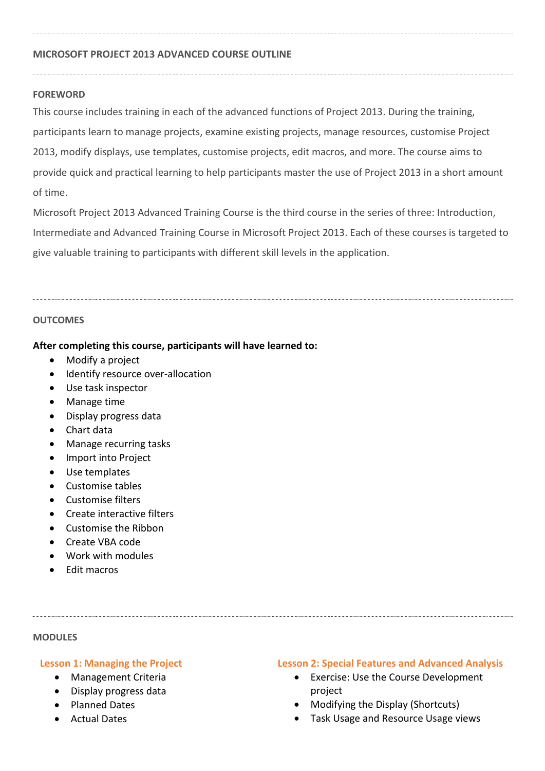## MICROSOFT PROJECT 2013 ADVANCED COURSE OUTLINE

### FOREWORD

This course includes training in each of the advanced functions of Project 2013. During the training, participants learn to manage projects, examine existing projects, manage resources, customise Project 2013, modify displays, use templates, customise projects, edit macros, and more. The course aims to provide quick and practical learning to help participants master the use of Project 2013 in a short amount of time.

Microsoft Project 2013 Advanced Training Course is the third course in the series of three: Introduction, Intermediate and Advanced Training Course in Microsoft Project 2013. Each of these courses is targeted to give valuable training to participants with different skill levels in the application.

### OUTCOMES

**After completing this course, participants will have learned to:**

- Modify a project
- Identify resource over-allocation
- Use task inspector
- Manage time
- Display progress data
- Chart data
- Manage recurring tasks
- Import into Project
- Use templates
- Customise tables
- Customise filters
- Create interactive filters
- Customise the Ribbon
- Create VBA code
- Work with modules
- Edit macros

### MODULES

#### Lesson 1: Managing the Project

- Management Criteria
- Display progress data
- Planned Dates
- Actual Dates

#### Lesson 2: Special Features and Advanced Analysis

- Exercise: Use the Course Development project
- Modifying the Display (Shortcuts)
- Task Usage and Resource Usage views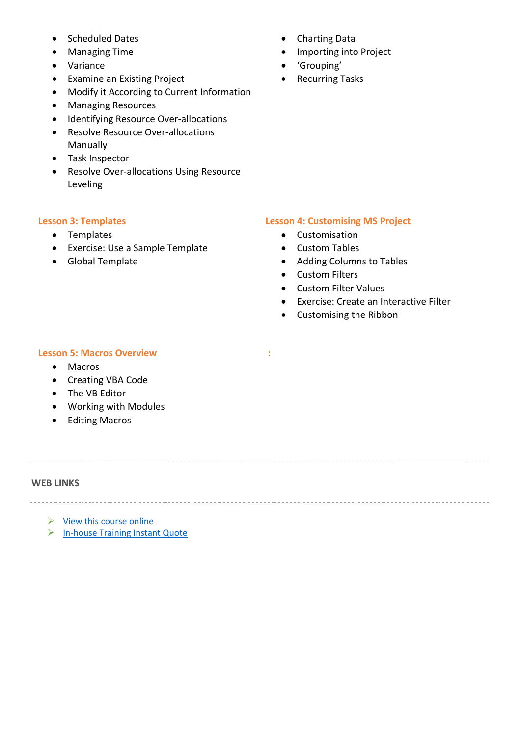- Scheduled Dates
- Managing Time
- Variance
- Examine an Existing Project
- Modify it According to Current Information
- Managing Resources
- Identifying Resource Over-allocations
- Resolve Resource Over-allocations Manually
- Task Inspector
- Resolve Over-allocations Using Resource Leveling
- Charting Data
- Importing into Project
- 'Grouping'
- Recurring Tasks

### Lesson 3: Templates

- Templates
- Exercise: Use a Sample Template
- Global Template

### Lesson 4: Customising MS Project

- Customisation
- Custom Tables
- Adding Columns to Tables
- Custom Filters
- Custom Filter Values
- Exercise: Create an Interactive Filter
- Customising the Ribbon

### Lesson 5: Macros Overview

- Macros
- Creating VBA Code
- The VB Editor
- Working with Modules
- Editing Macros

:

## WEB LINKS

- View this course online
- In-house Training Instant Quote